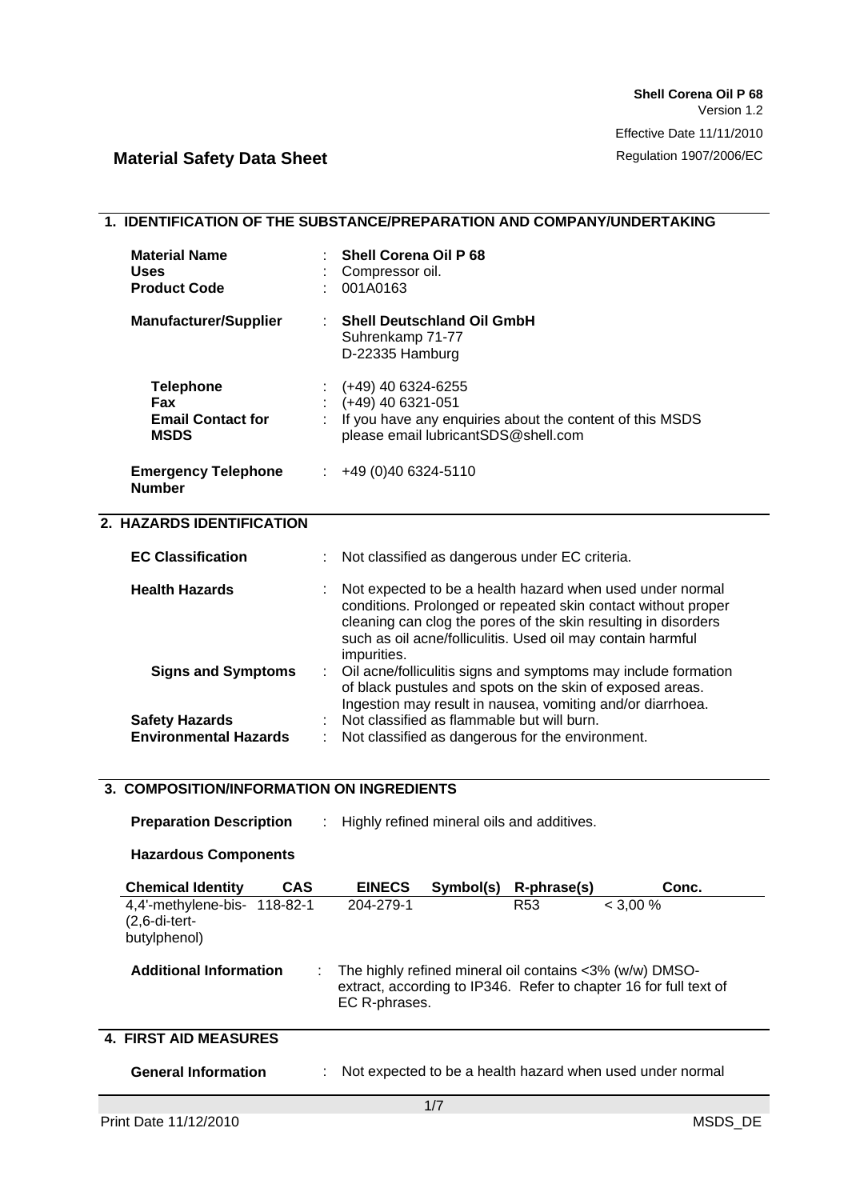**Shell Corena Oil P 68**
Version 1.2

Effective Date 11/11/2010

Regulation 1907/2006/EC

# Material Safety Data Sheet

## 1. IDENTIFICATION OF THE SUBSTANCE/PREPARATION AND COMPANY/UNDERTAKING

**Material Name** : **Shell Corena Oil P 68**
**Uses** : Compressor oil.
**Product Code** : 001A0163

**Manufacturer/Supplier** : **Shell Deutschland Oil GmbH**
Suhrenkamp 71-77
D-22335 Hamburg

**Telephone** : (+49) 40 6324-6255
**Fax** : (+49) 40 6321-051
**Email Contact for MSDS** : If you have any enquiries about the content of this MSDS please email lubricantSDS@shell.com

**Emergency Telephone Number** : +49 (0)40 6324-5110

## 2. HAZARDS IDENTIFICATION

**EC Classification** : Not classified as dangerous under EC criteria.

**Health Hazards** : Not expected to be a health hazard when used under normal conditions. Prolonged or repeated skin contact without proper cleaning can clog the pores of the skin resulting in disorders such as oil acne/folliculitis. Used oil may contain harmful impurities.

**Signs and Symptoms** : Oil acne/folliculitis signs and symptoms may include formation of black pustules and spots on the skin of exposed areas. Ingestion may result in nausea, vomiting and/or diarrhoea.

**Safety Hazards** : Not classified as flammable but will burn.

**Environmental Hazards** : Not classified as dangerous for the environment.

## 3. COMPOSITION/INFORMATION ON INGREDIENTS

**Preparation Description** : Highly refined mineral oils and additives.

**Hazardous Components**

| Chemical Identity | CAS | EINECS | Symbol(s) | R-phrase(s) | Conc. |
|---|---|---|---|---|---|
| 4,4'-methylene-bis-(2,6-di-tert-butylphenol) | 118-82-1 | 204-279-1 | | R53 | < 3,00 % |

**Additional Information** : The highly refined mineral oil contains <3% (w/w) DMSO-extract, according to IP346. Refer to chapter 16 for full text of EC R-phrases.

## 4. FIRST AID MEASURES

**General Information** : Not expected to be a health hazard when used under normal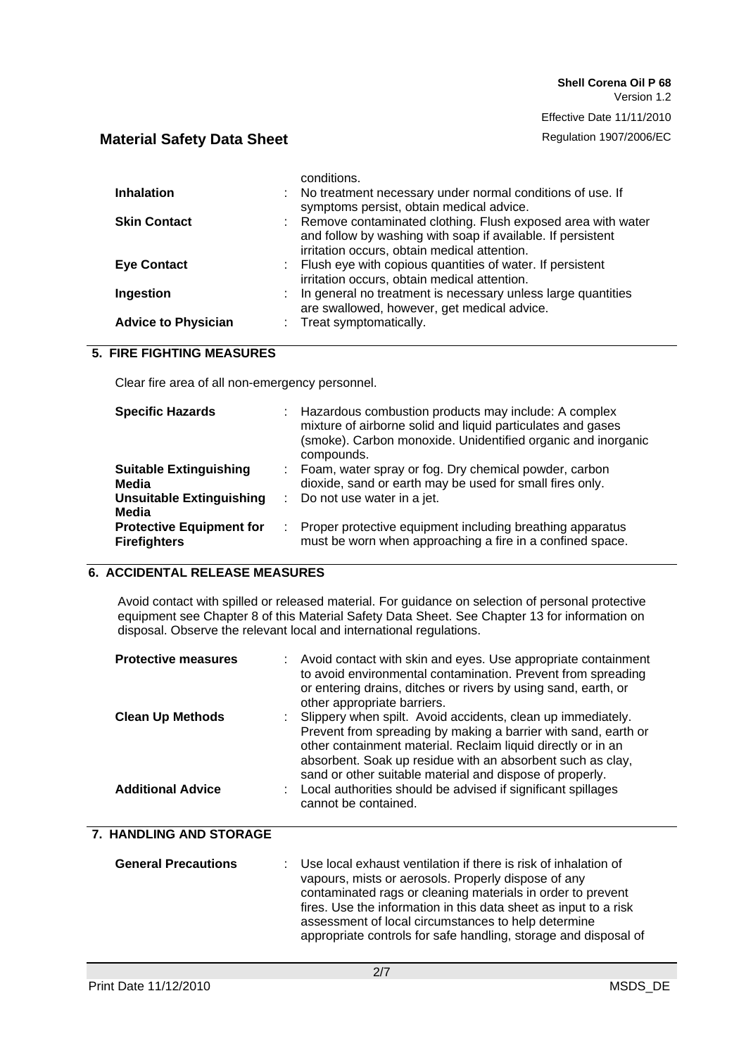conditions.

| | |
|---|---|
| **Inhalation** | No treatment necessary under normal conditions of use. If symptoms persist, obtain medical advice. |
| **Skin Contact** | Remove contaminated clothing. Flush exposed area with water and follow by washing with soap if available. If persistent irritation occurs, obtain medical attention. |
| **Eye Contact** | Flush eye with copious quantities of water. If persistent irritation occurs, obtain medical attention. |
| **Ingestion** | In general no treatment is necessary unless large quantities are swallowed, however, get medical advice. |
| **Advice to Physician** | Treat symptomatically. |

## 5. FIRE FIGHTING MEASURES

Clear fire area of all non-emergency personnel.

| | |
|---|---|
| **Specific Hazards** | Hazardous combustion products may include: A complex mixture of airborne solid and liquid particulates and gases (smoke). Carbon monoxide. Unidentified organic and inorganic compounds. |
| **Suitable Extinguishing Media** | Foam, water spray or fog. Dry chemical powder, carbon dioxide, sand or earth may be used for small fires only. |
| **Unsuitable Extinguishing Media** | Do not use water in a jet. |
| **Protective Equipment for Firefighters** | Proper protective equipment including breathing apparatus must be worn when approaching a fire in a confined space. |

## 6. ACCIDENTAL RELEASE MEASURES

Avoid contact with spilled or released material. For guidance on selection of personal protective equipment see Chapter 8 of this Material Safety Data Sheet. See Chapter 13 for information on disposal. Observe the relevant local and international regulations.

| | |
|---|---|
| **Protective measures** | Avoid contact with skin and eyes. Use appropriate containment to avoid environmental contamination. Prevent from spreading or entering drains, ditches or rivers by using sand, earth, or other appropriate barriers. |
| **Clean Up Methods** | Slippery when spilt. Avoid accidents, clean up immediately. Prevent from spreading by making a barrier with sand, earth or other containment material. Reclaim liquid directly or in an absorbent. Soak up residue with an absorbent such as clay, sand or other suitable material and dispose of properly. |
| **Additional Advice** | Local authorities should be advised if significant spillages cannot be contained. |

## 7. HANDLING AND STORAGE

| | |
|---|---|
| **General Precautions** | Use local exhaust ventilation if there is risk of inhalation of vapours, mists or aerosols. Properly dispose of any contaminated rags or cleaning materials in order to prevent fires. Use the information in this data sheet as input to a risk assessment of local circumstances to help determine appropriate controls for safe handling, storage and disposal of |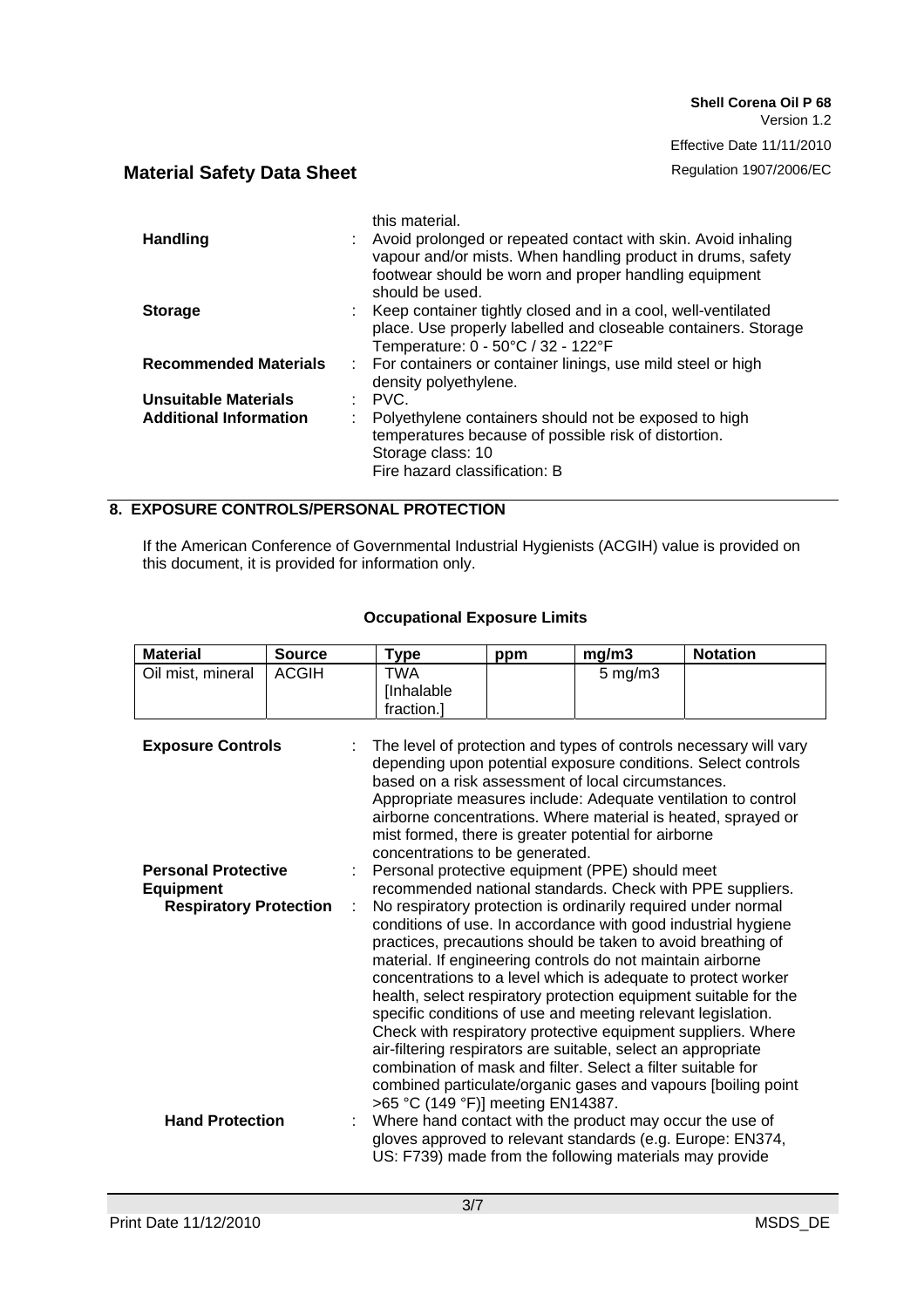this material.

**Handling** : Avoid prolonged or repeated contact with skin. Avoid inhaling vapour and/or mists. When handling product in drums, safety footwear should be worn and proper handling equipment should be used.

**Storage** : Keep container tightly closed and in a cool, well-ventilated place. Use properly labelled and closeable containers. Storage Temperature: 0 - 50°C / 32 - 122°F

**Recommended Materials** : For containers or container linings, use mild steel or high density polyethylene.

**Unsuitable Materials** : PVC.

**Additional Information** : Polyethylene containers should not be exposed to high temperatures because of possible risk of distortion.
Storage class: 10
Fire hazard classification: B

## 8. EXPOSURE CONTROLS/PERSONAL PROTECTION

If the American Conference of Governmental Industrial Hygienists (ACGIH) value is provided on this document, it is provided for information only.

**Occupational Exposure Limits**

| Material | Source | Type | ppm | mg/m3 | Notation |
|---|---|---|---|---|---|
| Oil mist, mineral | ACGIH | TWA [Inhalable fraction.] | | 5 mg/m3 | |

**Exposure Controls** : The level of protection and types of controls necessary will vary depending upon potential exposure conditions. Select controls based on a risk assessment of local circumstances. Appropriate measures include: Adequate ventilation to control airborne concentrations. Where material is heated, sprayed or mist formed, there is greater potential for airborne concentrations to be generated.

**Personal Protective Equipment** : Personal protective equipment (PPE) should meet recommended national standards. Check with PPE suppliers.

**Respiratory Protection** : No respiratory protection is ordinarily required under normal conditions of use. In accordance with good industrial hygiene practices, precautions should be taken to avoid breathing of material. If engineering controls do not maintain airborne concentrations to a level which is adequate to protect worker health, select respiratory protection equipment suitable for the specific conditions of use and meeting relevant legislation. Check with respiratory protective equipment suppliers. Where air-filtering respirators are suitable, select an appropriate combination of mask and filter. Select a filter suitable for combined particulate/organic gases and vapours [boiling point >65 °C (149 °F)] meeting EN14387.

**Hand Protection** : Where hand contact with the product may occur the use of gloves approved to relevant standards (e.g. Europe: EN374, US: F739) made from the following materials may provide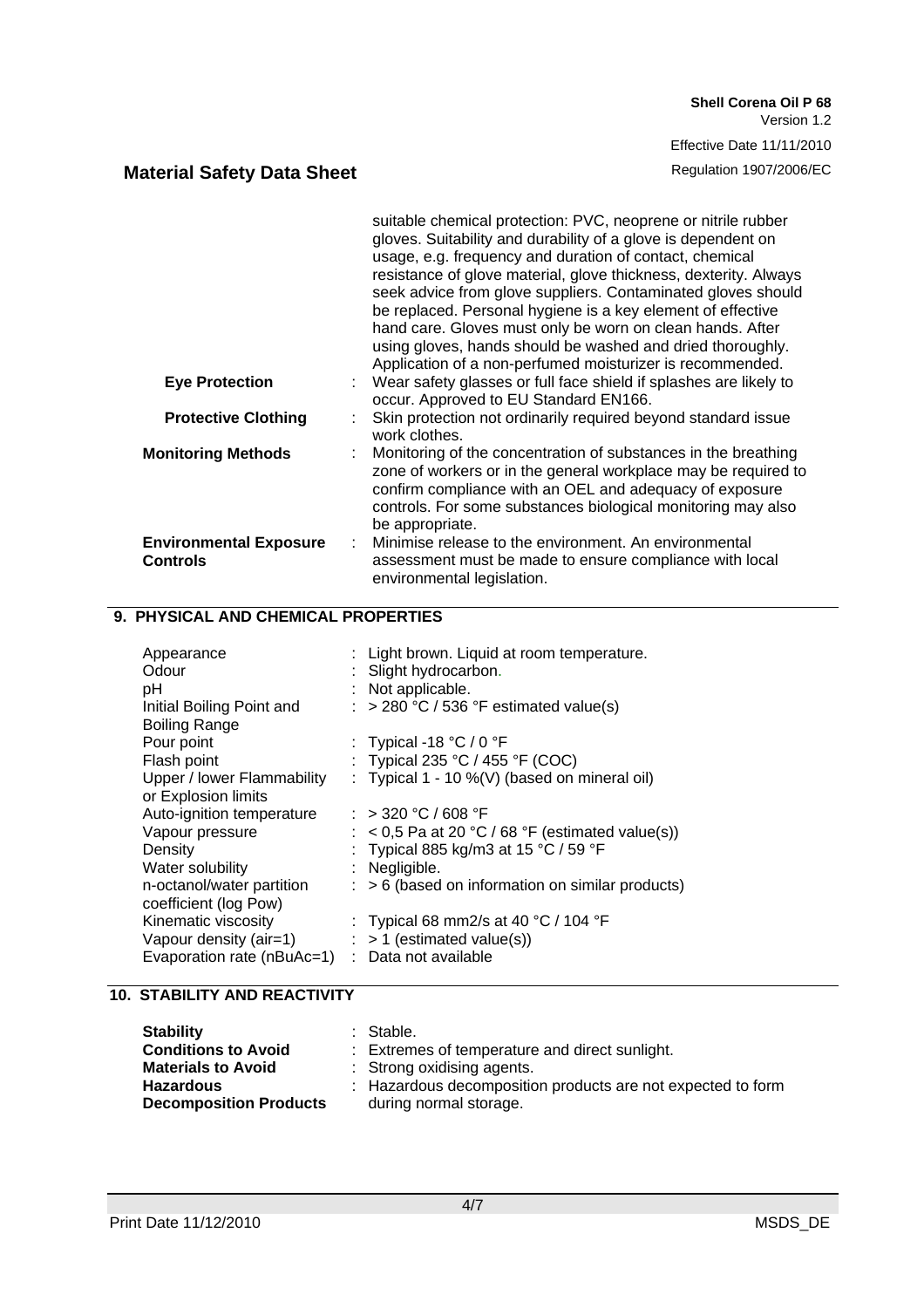suitable chemical protection: PVC, neoprene or nitrile rubber gloves. Suitability and durability of a glove is dependent on usage, e.g. frequency and duration of contact, chemical resistance of glove material, glove thickness, dexterity. Always seek advice from glove suppliers. Contaminated gloves should be replaced. Personal hygiene is a key element of effective hand care. Gloves must only be worn on clean hands. After using gloves, hands should be washed and dried thoroughly. Application of a non-perfumed moisturizer is recommended.

| | |
|---|---|
| **Eye Protection** | : Wear safety glasses or full face shield if splashes are likely to occur. Approved to EU Standard EN166. |
| **Protective Clothing** | : Skin protection not ordinarily required beyond standard issue work clothes. |
| **Monitoring Methods** | : Monitoring of the concentration of substances in the breathing zone of workers or in the general workplace may be required to confirm compliance with an OEL and adequacy of exposure controls. For some substances biological monitoring may also be appropriate. |
| **Environmental Exposure Controls** | : Minimise release to the environment. An environmental assessment must be made to ensure compliance with local environmental legislation. |

## 9. PHYSICAL AND CHEMICAL PROPERTIES

| | |
|---|---|
| Appearance | : Light brown. Liquid at room temperature. |
| Odour | : Slight hydrocarbon. |
| pH | : Not applicable. |
| Initial Boiling Point and Boiling Range | : > 280 °C / 536 °F estimated value(s) |
| Pour point | : Typical -18 °C / 0 °F |
| Flash point | : Typical 235 °C / 455 °F (COC) |
| Upper / lower Flammability or Explosion limits | : Typical 1 - 10 %(V) (based on mineral oil) |
| Auto-ignition temperature | : > 320 °C / 608 °F |
| Vapour pressure | : < 0,5 Pa at 20 °C / 68 °F (estimated value(s)) |
| Density | : Typical 885 kg/m3 at 15 °C / 59 °F |
| Water solubility | : Negligible. |
| n-octanol/water partition coefficient (log Pow) | : > 6 (based on information on similar products) |
| Kinematic viscosity | : Typical 68 mm2/s at 40 °C / 104 °F |
| Vapour density (air=1) | : > 1 (estimated value(s)) |
| Evaporation rate (nBuAc=1) | : Data not available |

## 10. STABILITY AND REACTIVITY

| | |
|---|---|
| **Stability** | : Stable. |
| **Conditions to Avoid** | : Extremes of temperature and direct sunlight. |
| **Materials to Avoid** | : Strong oxidising agents. |
| **Hazardous Decomposition Products** | : Hazardous decomposition products are not expected to form during normal storage. |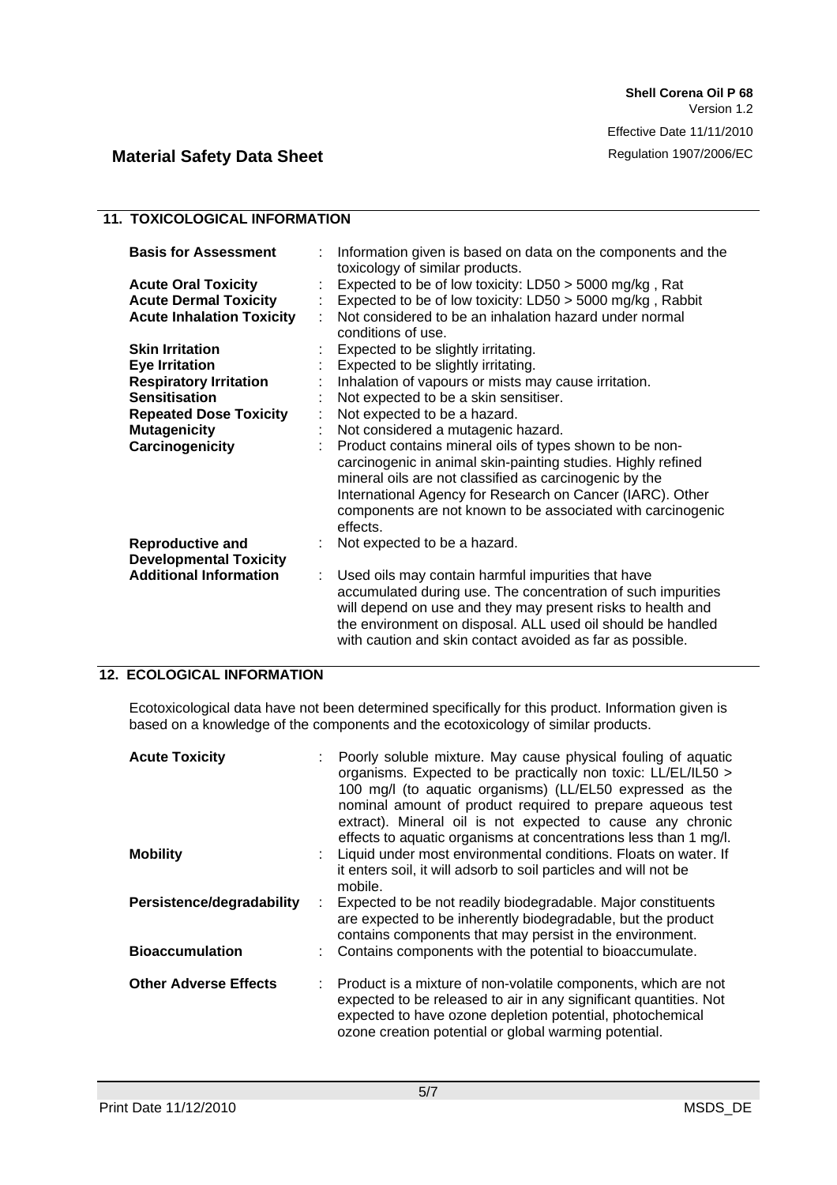## 11. TOXICOLOGICAL INFORMATION

| | |
|---|---|
| **Basis for Assessment** | Information given is based on data on the components and the toxicology of similar products. |
| **Acute Oral Toxicity** | Expected to be of low toxicity: LD50 > 5000 mg/kg , Rat |
| **Acute Dermal Toxicity** | Expected to be of low toxicity: LD50 > 5000 mg/kg , Rabbit |
| **Acute Inhalation Toxicity** | Not considered to be an inhalation hazard under normal conditions of use. |
| **Skin Irritation** | Expected to be slightly irritating. |
| **Eye Irritation** | Expected to be slightly irritating. |
| **Respiratory Irritation** | Inhalation of vapours or mists may cause irritation. |
| **Sensitisation** | Not expected to be a skin sensitiser. |
| **Repeated Dose Toxicity** | Not expected to be a hazard. |
| **Mutagenicity** | Not considered a mutagenic hazard. |
| **Carcinogenicity** | Product contains mineral oils of types shown to be non-carcinogenic in animal skin-painting studies. Highly refined mineral oils are not classified as carcinogenic by the International Agency for Research on Cancer (IARC). Other components are not known to be associated with carcinogenic effects. |
| **Reproductive and Developmental Toxicity** | Not expected to be a hazard. |
| **Additional Information** | Used oils may contain harmful impurities that have accumulated during use. The concentration of such impurities will depend on use and they may present risks to health and the environment on disposal. ALL used oil should be handled with caution and skin contact avoided as far as possible. |

## 12. ECOLOGICAL INFORMATION

Ecotoxicological data have not been determined specifically for this product. Information given is based on a knowledge of the components and the ecotoxicology of similar products.

| | |
|---|---|
| **Acute Toxicity** | Poorly soluble mixture. May cause physical fouling of aquatic organisms. Expected to be practically non toxic: LL/EL/IL50 > 100 mg/l (to aquatic organisms) (LL/EL50 expressed as the nominal amount of product required to prepare aqueous test extract). Mineral oil is not expected to cause any chronic effects to aquatic organisms at concentrations less than 1 mg/l. |
| **Mobility** | Liquid under most environmental conditions. Floats on water. If it enters soil, it will adsorb to soil particles and will not be mobile. |
| **Persistence/degradability** | Expected to be not readily biodegradable. Major constituents are expected to be inherently biodegradable, but the product contains components that may persist in the environment. |
| **Bioaccumulation** | Contains components with the potential to bioaccumulate. |
| **Other Adverse Effects** | Product is a mixture of non-volatile components, which are not expected to be released to air in any significant quantities. Not expected to have ozone depletion potential, photochemical ozone creation potential or global warming potential. |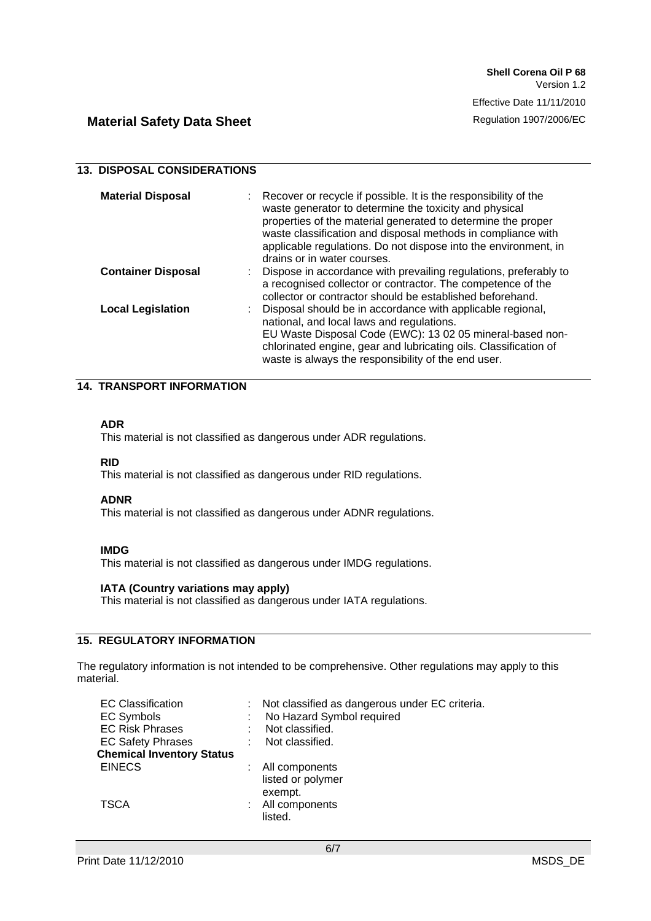## 13. DISPOSAL CONSIDERATIONS

| | |
|---|---|
| **Material Disposal** | Recover or recycle if possible. It is the responsibility of the waste generator to determine the toxicity and physical properties of the material generated to determine the proper waste classification and disposal methods in compliance with applicable regulations. Do not dispose into the environment, in drains or in water courses. |
| **Container Disposal** | Dispose in accordance with prevailing regulations, preferably to a recognised collector or contractor. The competence of the collector or contractor should be established beforehand. |
| **Local Legislation** | Disposal should be in accordance with applicable regional, national, and local laws and regulations. EU Waste Disposal Code (EWC): 13 02 05 mineral-based non-chlorinated engine, gear and lubricating oils. Classification of waste is always the responsibility of the end user. |

## 14. TRANSPORT INFORMATION

**ADR**
This material is not classified as dangerous under ADR regulations.

**RID**
This material is not classified as dangerous under RID regulations.

**ADNR**
This material is not classified as dangerous under ADNR regulations.

**IMDG**
This material is not classified as dangerous under IMDG regulations.

**IATA (Country variations may apply)**
This material is not classified as dangerous under IATA regulations.

## 15. REGULATORY INFORMATION

The regulatory information is not intended to be comprehensive. Other regulations may apply to this material.

| | |
|---|---|
| EC Classification | Not classified as dangerous under EC criteria. |
| EC Symbols | No Hazard Symbol required |
| EC Risk Phrases | Not classified. |
| EC Safety Phrases | Not classified. |
| **Chemical Inventory Status** | |
| EINECS | All components listed or polymer exempt. |
| TSCA | All components listed. |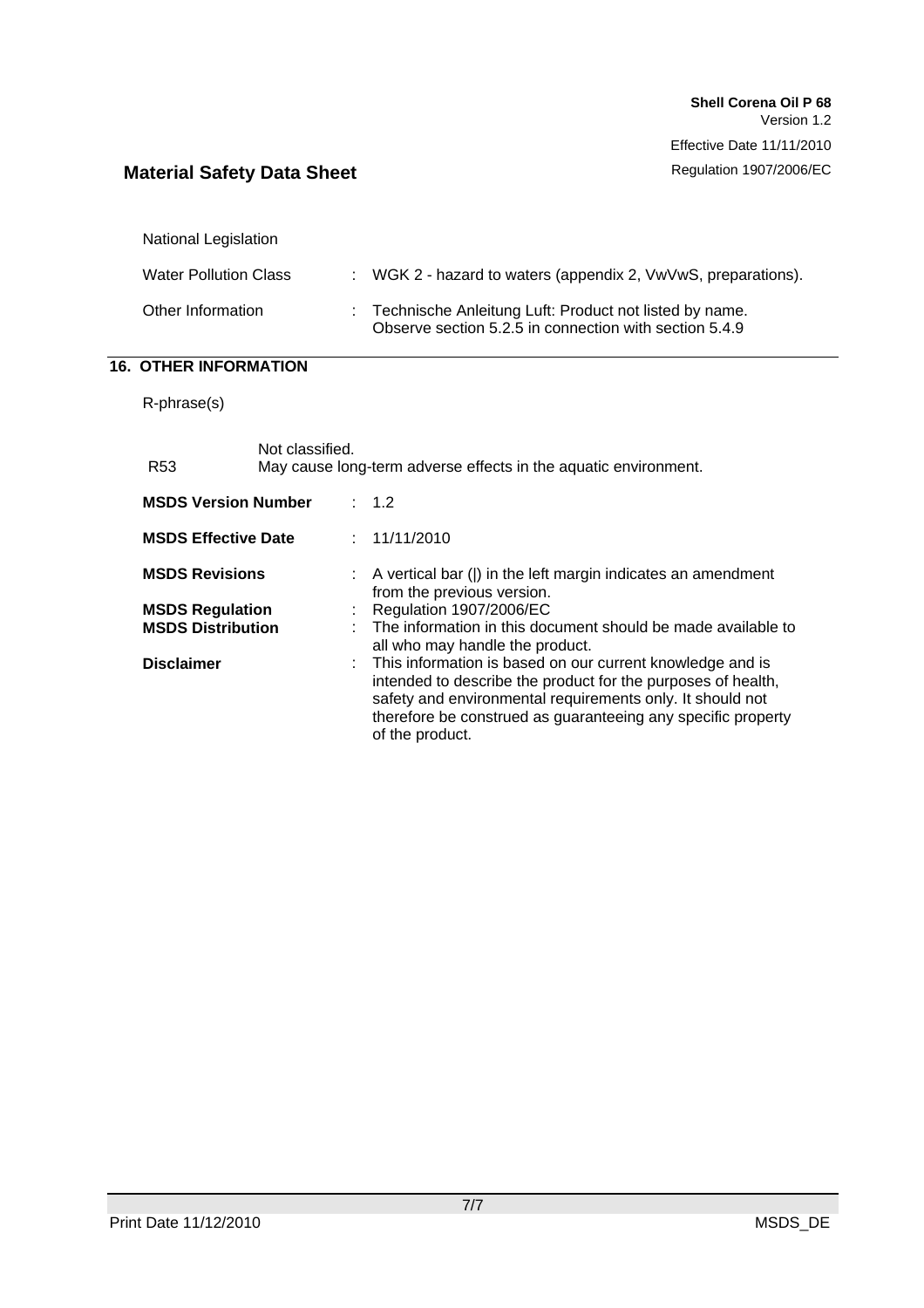National Legislation

| | | |
|---|---|---|
| Water Pollution Class | : | WGK 2 - hazard to waters (appendix 2, VwVwS, preparations). |
| Other Information | : | Technische Anleitung Luft: Product not listed by name. Observe section 5.2.5 in connection with section 5.4.9 |

## 16. OTHER INFORMATION

R-phrase(s)

| | |
|---|---|
| | Not classified. |
| R53 | May cause long-term adverse effects in the aquatic environment. |

| | | |
|---|---|---|
| **MSDS Version Number** | : | 1.2 |
| **MSDS Effective Date** | : | 11/11/2010 |
| **MSDS Revisions** | : | A vertical bar (\|) in the left margin indicates an amendment from the previous version. |
| **MSDS Regulation** | : | Regulation 1907/2006/EC |
| **MSDS Distribution** | : | The information in this document should be made available to all who may handle the product. |
| **Disclaimer** | : | This information is based on our current knowledge and is intended to describe the product for the purposes of health, safety and environmental requirements only. It should not therefore be construed as guaranteeing any specific property of the product. |